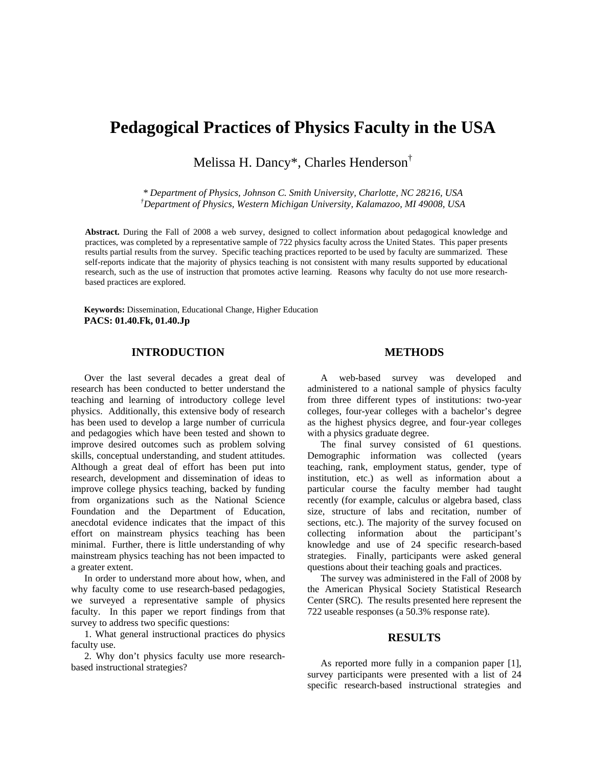# Pedagogical Practices of Physics Faculty in the USA

Melissa H. Dancy*, Charles Henderson†

*\* Department of Physics, Johnson C. Smith University, Charlotte, NC 28216, USA*
*†Department of Physics, Western Michigan University, Kalamazoo, MI 49008, USA*

**Abstract.** During the Fall of 2008 a web survey, designed to collect information about pedagogical knowledge and practices, was completed by a representative sample of 722 physics faculty across the United States. This paper presents results partial results from the survey. Specific teaching practices reported to be used by faculty are summarized. These self-reports indicate that the majority of physics teaching is not consistent with many results supported by educational research, such as the use of instruction that promotes active learning. Reasons why faculty do not use more research-based practices are explored.

**Keywords:** Dissemination, Educational Change, Higher Education
**PACS: 01.40.Fk, 01.40.Jp**

## INTRODUCTION

Over the last several decades a great deal of research has been conducted to better understand the teaching and learning of introductory college level physics. Additionally, this extensive body of research has been used to develop a large number of curricula and pedagogies which have been tested and shown to improve desired outcomes such as problem solving skills, conceptual understanding, and student attitudes. Although a great deal of effort has been put into research, development and dissemination of ideas to improve college physics teaching, backed by funding from organizations such as the National Science Foundation and the Department of Education, anecdotal evidence indicates that the impact of this effort on mainstream physics teaching has been minimal. Further, there is little understanding of why mainstream physics teaching has not been impacted to a greater extent.

In order to understand more about how, when, and why faculty come to use research-based pedagogies, we surveyed a representative sample of physics faculty. In this paper we report findings from that survey to address two specific questions:

1. What general instructional practices do physics faculty use.

2. Why don't physics faculty use more research-based instructional strategies?

## METHODS

A web-based survey was developed and administered to a national sample of physics faculty from three different types of institutions: two-year colleges, four-year colleges with a bachelor's degree as the highest physics degree, and four-year colleges with a physics graduate degree.

The final survey consisted of 61 questions. Demographic information was collected (years teaching, rank, employment status, gender, type of institution, etc.) as well as information about a particular course the faculty member had taught recently (for example, calculus or algebra based, class size, structure of labs and recitation, number of sections, etc.). The majority of the survey focused on collecting information about the participant's knowledge and use of 24 specific research-based strategies. Finally, participants were asked general questions about their teaching goals and practices.

The survey was administered in the Fall of 2008 by the American Physical Society Statistical Research Center (SRC). The results presented here represent the 722 useable responses (a 50.3% response rate).

## RESULTS

As reported more fully in a companion paper [1], survey participants were presented with a list of 24 specific research-based instructional strategies and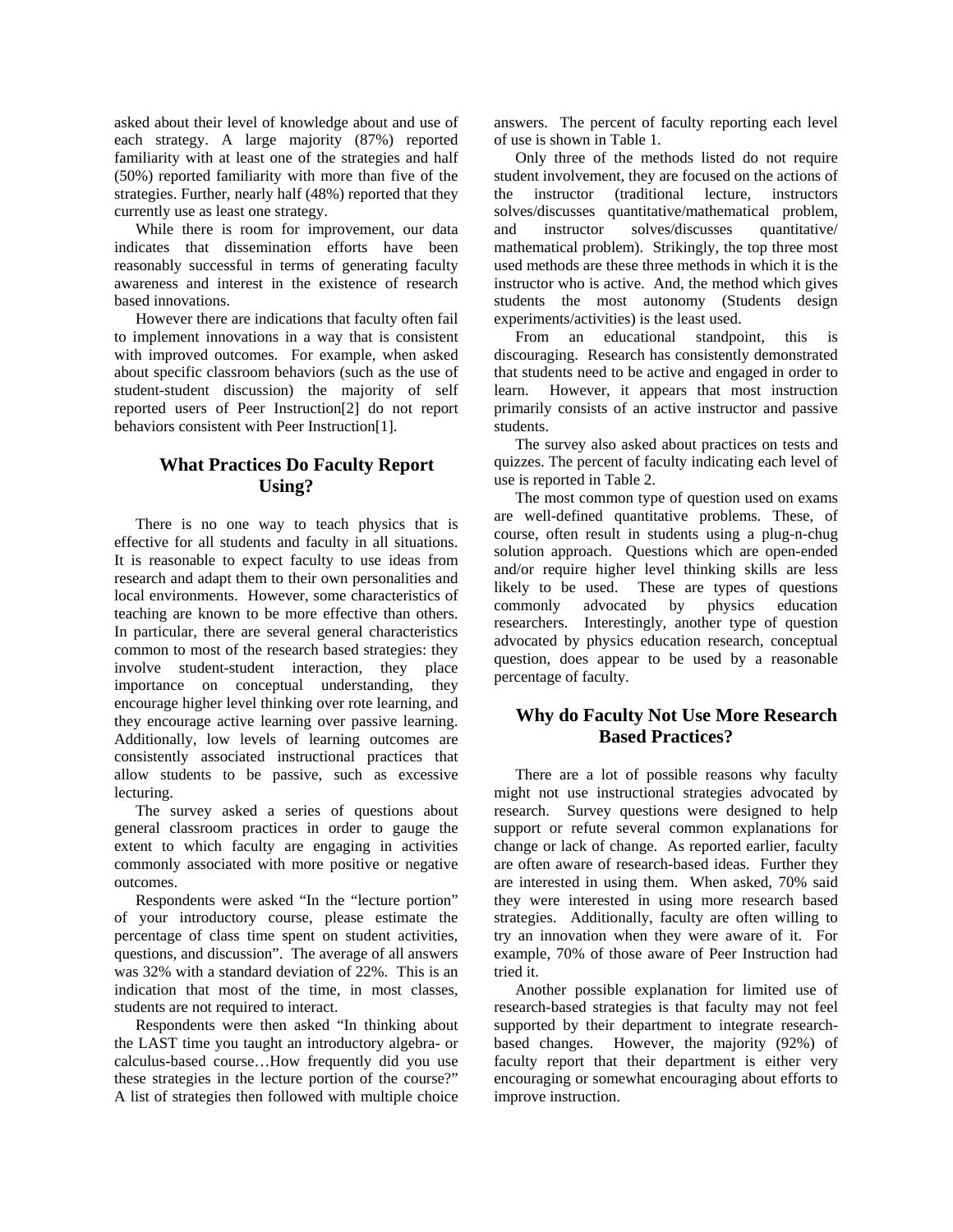asked about their level of knowledge about and use of each strategy. A large majority (87%) reported familiarity with at least one of the strategies and half (50%) reported familiarity with more than five of the strategies. Further, nearly half (48%) reported that they currently use as least one strategy.

While there is room for improvement, our data indicates that dissemination efforts have been reasonably successful in terms of generating faculty awareness and interest in the existence of research based innovations.

However there are indications that faculty often fail to implement innovations in a way that is consistent with improved outcomes. For example, when asked about specific classroom behaviors (such as the use of student-student discussion) the majority of self reported users of Peer Instruction[2] do not report behaviors consistent with Peer Instruction[1].

## What Practices Do Faculty Report Using?

There is no one way to teach physics that is effective for all students and faculty in all situations. It is reasonable to expect faculty to use ideas from research and adapt them to their own personalities and local environments. However, some characteristics of teaching are known to be more effective than others. In particular, there are several general characteristics common to most of the research based strategies: they involve student-student interaction, they place importance on conceptual understanding, they encourage higher level thinking over rote learning, and they encourage active learning over passive learning. Additionally, low levels of learning outcomes are consistently associated instructional practices that allow students to be passive, such as excessive lecturing.

The survey asked a series of questions about general classroom practices in order to gauge the extent to which faculty are engaging in activities commonly associated with more positive or negative outcomes.

Respondents were asked "In the "lecture portion" of your introductory course, please estimate the percentage of class time spent on student activities, questions, and discussion". The average of all answers was 32% with a standard deviation of 22%. This is an indication that most of the time, in most classes, students are not required to interact.

Respondents were then asked "In thinking about the LAST time you taught an introductory algebra- or calculus-based course…How frequently did you use these strategies in the lecture portion of the course?" A list of strategies then followed with multiple choice answers. The percent of faculty reporting each level of use is shown in Table 1.

Only three of the methods listed do not require student involvement, they are focused on the actions of the instructor (traditional lecture, instructors solves/discusses quantitative/mathematical problem, and instructor solves/discusses quantitative/ mathematical problem). Strikingly, the top three most used methods are these three methods in which it is the instructor who is active. And, the method which gives students the most autonomy (Students design experiments/activities) is the least used.

From an educational standpoint, this is discouraging. Research has consistently demonstrated that students need to be active and engaged in order to learn. However, it appears that most instruction primarily consists of an active instructor and passive students.

The survey also asked about practices on tests and quizzes. The percent of faculty indicating each level of use is reported in Table 2.

The most common type of question used on exams are well-defined quantitative problems. These, of course, often result in students using a plug-n-chug solution approach. Questions which are open-ended and/or require higher level thinking skills are less likely to be used. These are types of questions commonly advocated by physics education researchers. Interestingly, another type of question advocated by physics education research, conceptual question, does appear to be used by a reasonable percentage of faculty.

## Why do Faculty Not Use More Research Based Practices?

There are a lot of possible reasons why faculty might not use instructional strategies advocated by research. Survey questions were designed to help support or refute several common explanations for change or lack of change. As reported earlier, faculty are often aware of research-based ideas. Further they are interested in using them. When asked, 70% said they were interested in using more research based strategies. Additionally, faculty are often willing to try an innovation when they were aware of it. For example, 70% of those aware of Peer Instruction had tried it.

Another possible explanation for limited use of research-based strategies is that faculty may not feel supported by their department to integrate research-based changes. However, the majority (92%) of faculty report that their department is either very encouraging or somewhat encouraging about efforts to improve instruction.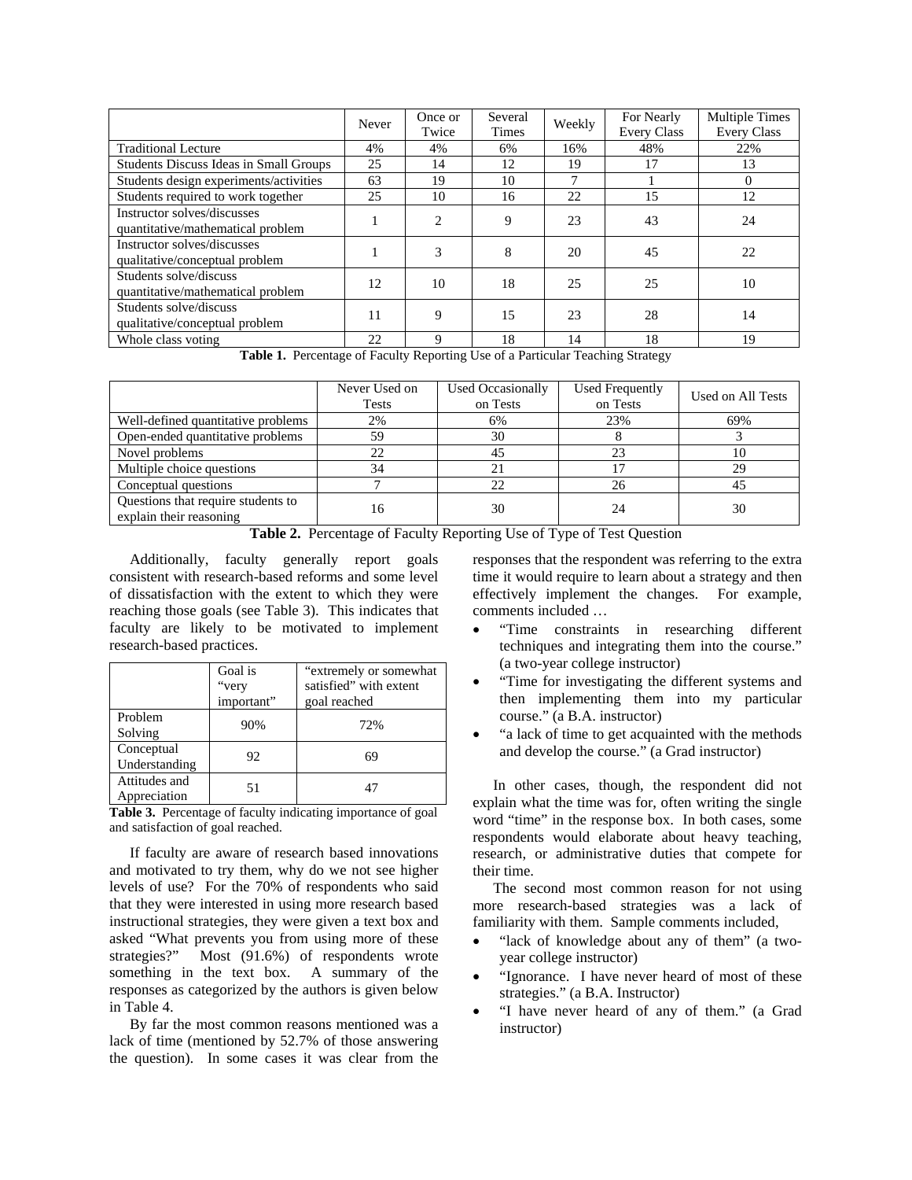| | Never | Once or Twice | Several Times | Weekly | For Nearly Every Class | Multiple Times Every Class |
|---|---|---|---|---|---|---|
| Traditional Lecture | 4% | 4% | 6% | 16% | 48% | 22% |
| Students Discuss Ideas in Small Groups | 25 | 14 | 12 | 19 | 17 | 13 |
| Students design experiments/activities | 63 | 19 | 10 | 7 | 1 | 0 |
| Students required to work together | 25 | 10 | 16 | 22 | 15 | 12 |
| Instructor solves/discusses quantitative/mathematical problem | 1 | 2 | 9 | 23 | 43 | 24 |
| Instructor solves/discusses qualitative/conceptual problem | 1 | 3 | 8 | 20 | 45 | 22 |
| Students solve/discuss quantitative/mathematical problem | 12 | 10 | 18 | 25 | 25 | 10 |
| Students solve/discuss qualitative/conceptual problem | 11 | 9 | 15 | 23 | 28 | 14 |
| Whole class voting | 22 | 9 | 18 | 14 | 18 | 19 |

**Table 1.** Percentage of Faculty Reporting Use of a Particular Teaching Strategy

| | Never Used on Tests | Used Occasionally on Tests | Used Frequently on Tests | Used on All Tests |
|---|---|---|---|---|
| Well-defined quantitative problems | 2% | 6% | 23% | 69% |
| Open-ended quantitative problems | 59 | 30 | 8 | 3 |
| Novel problems | 22 | 45 | 23 | 10 |
| Multiple choice questions | 34 | 21 | 17 | 29 |
| Conceptual questions | 7 | 22 | 26 | 45 |
| Questions that require students to explain their reasoning | 16 | 30 | 24 | 30 |

**Table 2.** Percentage of Faculty Reporting Use of Type of Test Question

Additionally, faculty generally report goals consistent with research-based reforms and some level of dissatisfaction with the extent to which they were reaching those goals (see Table 3). This indicates that faculty are likely to be motivated to implement research-based practices.

| | Goal is "very important" | "extremely or somewhat satisfied" with extent goal reached |
|---|---|---|
| Problem Solving | 90% | 72% |
| Conceptual Understanding | 92 | 69 |
| Attitudes and Appreciation | 51 | 47 |

**Table 3.** Percentage of faculty indicating importance of goal and satisfaction of goal reached.

If faculty are aware of research based innovations and motivated to try them, why do we not see higher levels of use? For the 70% of respondents who said that they were interested in using more research based instructional strategies, they were given a text box and asked "What prevents you from using more of these strategies?" Most (91.6%) of respondents wrote something in the text box. A summary of the responses as categorized by the authors is given below in Table 4.

By far the most common reasons mentioned was a lack of time (mentioned by 52.7% of those answering the question). In some cases it was clear from the responses that the respondent was referring to the extra time it would require to learn about a strategy and then effectively implement the changes. For example, comments included …

- "Time constraints in researching different techniques and integrating them into the course." (a two-year college instructor)
- "Time for investigating the different systems and then implementing them into my particular course." (a B.A. instructor)
- "a lack of time to get acquainted with the methods and develop the course." (a Grad instructor)

In other cases, though, the respondent did not explain what the time was for, often writing the single word "time" in the response box. In both cases, some respondents would elaborate about heavy teaching, research, or administrative duties that compete for their time.

The second most common reason for not using more research-based strategies was a lack of familiarity with them. Sample comments included,

- "lack of knowledge about any of them" (a two-year college instructor)
- "Ignorance. I have never heard of most of these strategies." (a B.A. Instructor)
- "I have never heard of any of them." (a Grad instructor)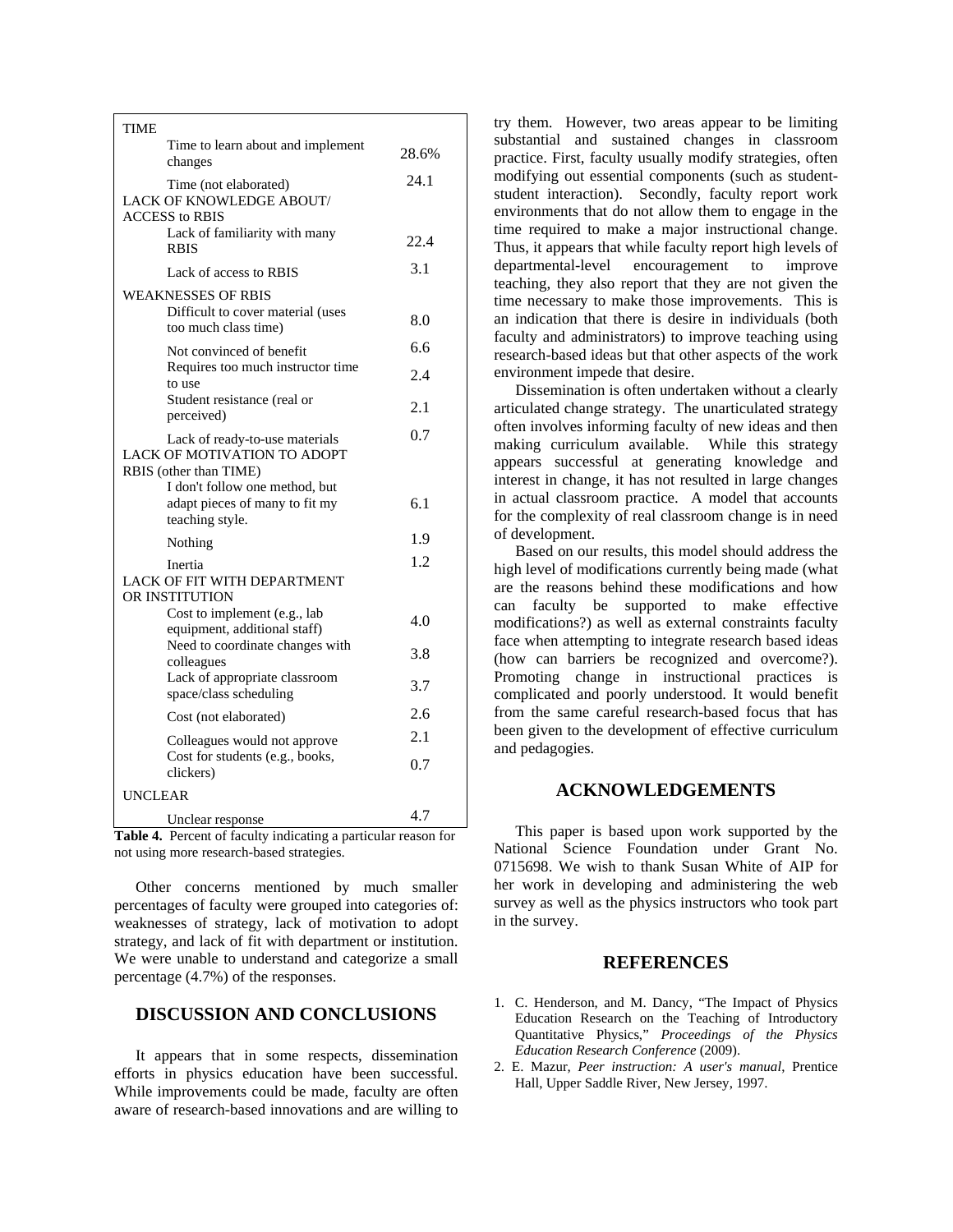| | |
|---|---|
| TIME | |
| Time to learn about and implement changes | 28.6% |
| Time (not elaborated) | 24.1 |
| LACK OF KNOWLEDGE ABOUT/ ACCESS to RBIS | |
| Lack of familiarity with many RBIS | 22.4 |
| Lack of access to RBIS | 3.1 |
| WEAKNESSES OF RBIS | |
| Difficult to cover material (uses too much class time) | 8.0 |
| Not convinced of benefit | 6.6 |
| Requires too much instructor time to use | 2.4 |
| Student resistance (real or perceived) | 2.1 |
| Lack of ready-to-use materials | 0.7 |
| LACK OF MOTIVATION TO ADOPT RBIS (other than TIME) | |
| I don't follow one method, but adapt pieces of many to fit my teaching style. | 6.1 |
| Nothing | 1.9 |
| Inertia | 1.2 |
| LACK OF FIT WITH DEPARTMENT OR INSTITUTION | |
| Cost to implement (e.g., lab equipment, additional staff) | 4.0 |
| Need to coordinate changes with colleagues | 3.8 |
| Lack of appropriate classroom space/class scheduling | 3.7 |
| Cost (not elaborated) | 2.6 |
| Colleagues would not approve | 2.1 |
| Cost for students (e.g., books, clickers) | 0.7 |
| UNCLEAR | |
| Unclear response | 4.7 |

**Table 4.** Percent of faculty indicating a particular reason for not using more research-based strategies.

Other concerns mentioned by much smaller percentages of faculty were grouped into categories of: weaknesses of strategy, lack of motivation to adopt strategy, and lack of fit with department or institution. We were unable to understand and categorize a small percentage (4.7%) of the responses.

## DISCUSSION AND CONCLUSIONS

It appears that in some respects, dissemination efforts in physics education have been successful. While improvements could be made, faculty are often aware of research-based innovations and are willing to try them. However, two areas appear to be limiting substantial and sustained changes in classroom practice. First, faculty usually modify strategies, often modifying out essential components (such as student-student interaction). Secondly, faculty report work environments that do not allow them to engage in the time required to make a major instructional change. Thus, it appears that while faculty report high levels of departmental-level encouragement to improve teaching, they also report that they are not given the time necessary to make those improvements. This is an indication that there is desire in individuals (both faculty and administrators) to improve teaching using research-based ideas but that other aspects of the work environment impede that desire.

Dissemination is often undertaken without a clearly articulated change strategy. The unarticulated strategy often involves informing faculty of new ideas and then making curriculum available. While this strategy appears successful at generating knowledge and interest in change, it has not resulted in large changes in actual classroom practice. A model that accounts for the complexity of real classroom change is in need of development.

Based on our results, this model should address the high level of modifications currently being made (what are the reasons behind these modifications and how can faculty be supported to make effective modifications?) as well as external constraints faculty face when attempting to integrate research based ideas (how can barriers be recognized and overcome?). Promoting change in instructional practices is complicated and poorly understood. It would benefit from the same careful research-based focus that has been given to the development of effective curriculum and pedagogies.

## ACKNOWLEDGEMENTS

This paper is based upon work supported by the National Science Foundation under Grant No. 0715698. We wish to thank Susan White of AIP for her work in developing and administering the web survey as well as the physics instructors who took part in the survey.

## REFERENCES

1. C. Henderson, and M. Dancy, "The Impact of Physics Education Research on the Teaching of Introductory Quantitative Physics," *Proceedings of the Physics Education Research Conference* (2009).
2. E. Mazur, *Peer instruction: A user's manual*, Prentice Hall, Upper Saddle River, New Jersey, 1997.